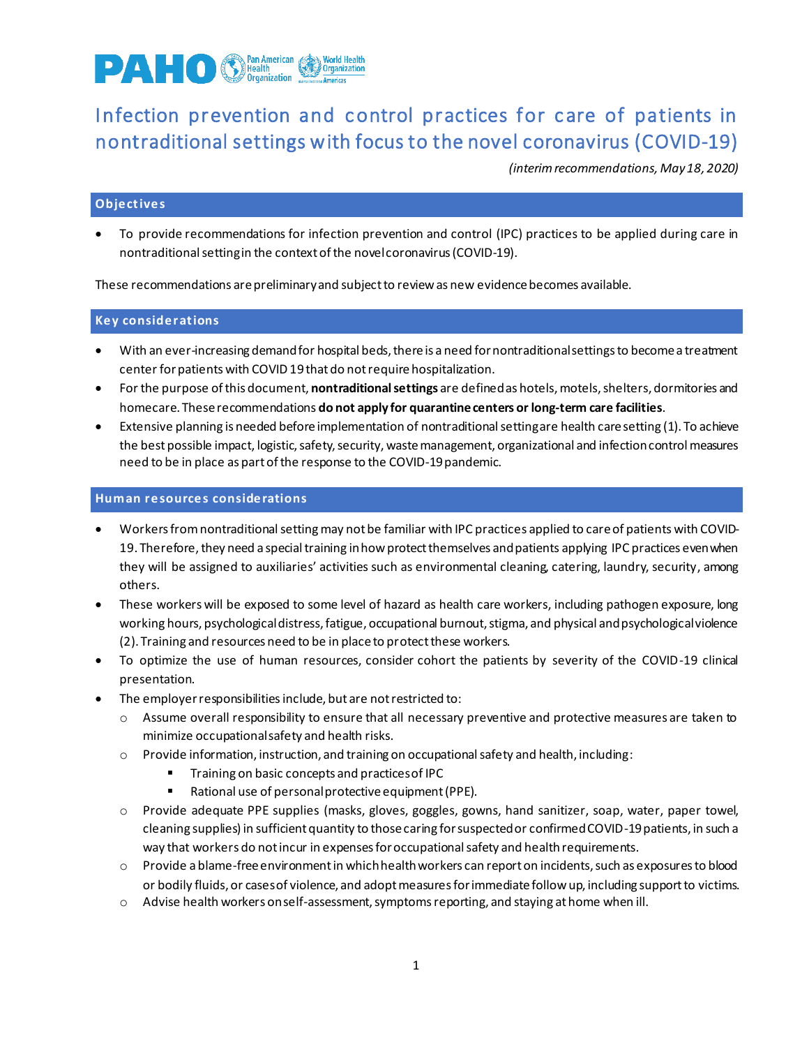# Infection prevention and control practices for care of patients in nontraditional settings with focus to the novel coronavirus (COVID-19)

*(interim recommendations, May 18, 2020)*

## Objectives

- To provide recommendations for infection prevention and control (IPC) practices to be applied during care in nontraditional setting in the context of the novel coronavirus (COVID-19).

These recommendations are preliminary and subject to review as new evidence becomes available.

## Key considerations

- With an ever-increasing demand for hospital beds, there is a need for nontraditional settings to become a treatment center for patients with COVID 19 that do not require hospitalization.
- For the purpose of this document, **nontraditional settings** are defined as hotels, motels, shelters, dormitories and homecare. These recommendations **do not apply for quarantine centers or long-term care facilities**.
- Extensive planning is needed before implementation of nontraditional setting are health care setting (1). To achieve the best possible impact, logistic, safety, security, waste management, organizational and infection control measures need to be in place as part of the response to the COVID-19 pandemic.

## Human resources considerations

- Workers from nontraditional setting may not be familiar with IPC practices applied to care of patients with COVID-19. Therefore, they need a special training in how protect themselves and patients applying IPC practices even when they will be assigned to auxiliaries' activities such as environmental cleaning, catering, laundry, security, among others.
- These workers will be exposed to some level of hazard as health care workers, including pathogen exposure, long working hours, psychological distress, fatigue, occupational burnout, stigma, and physical and psychological violence (2). Training and resources need to be in place to protect these workers.
- To optimize the use of human resources, consider cohort the patients by severity of the COVID-19 clinical presentation.
- The employer responsibilities include, but are not restricted to:
  - Assume overall responsibility to ensure that all necessary preventive and protective measures are taken to minimize occupational safety and health risks.
  - Provide information, instruction, and training on occupational safety and health, including:
    - Training on basic concepts and practices of IPC
    - Rational use of personal protective equipment (PPE).
  - Provide adequate PPE supplies (masks, gloves, goggles, gowns, hand sanitizer, soap, water, paper towel, cleaning supplies) in sufficient quantity to those caring for suspected or confirmed COVID-19 patients, in such a way that workers do not incur in expenses for occupational safety and health requirements.
  - Provide a blame-free environment in which health workers can report on incidents, such as exposures to blood or bodily fluids, or cases of violence, and adopt measures for immediate follow up, including support to victims.
  - Advise health workers on self-assessment, symptoms reporting, and staying at home when ill.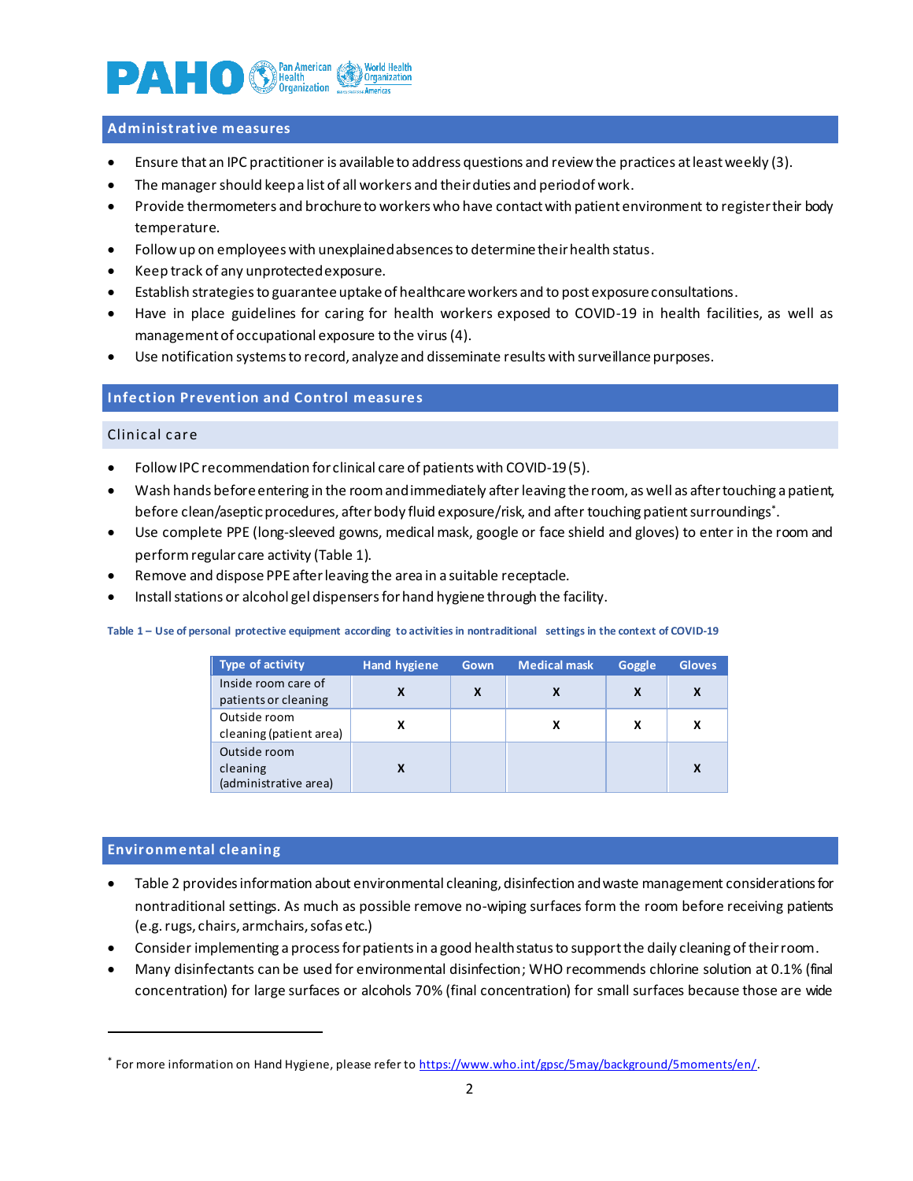## Administrative measures

- Ensure that an IPC practitioner is available to address questions and review the practices at least weekly (3).
- The manager should keep a list of all workers and their duties and period of work.
- Provide thermometers and brochure to workers who have contact with patient environment to register their body temperature.
- Follow up on employees with unexplained absences to determine their health status.
- Keep track of any unprotected exposure.
- Establish strategies to guarantee uptake of healthcare workers and to post exposure consultations.
- Have in place guidelines for caring for health workers exposed to COVID-19 in health facilities, as well as management of occupational exposure to the virus (4).
- Use notification systems to record, analyze and disseminate results with surveillance purposes.

## Infection Prevention and Control measures

### Clinical care

- Follow IPC recommendation for clinical care of patients with COVID-19 (5).
- Wash hands before entering in the room and immediately after leaving the room, as well as after touching a patient, before clean/aseptic procedures, after body fluid exposure/risk, and after touching patient surroundings*.
- Use complete PPE (long-sleeved gowns, medical mask, google or face shield and gloves) to enter in the room and perform regular care activity (Table 1).
- Remove and dispose PPE after leaving the area in a suitable receptacle.
- Install stations or alcohol gel dispensers for hand hygiene through the facility.

**Table 1 – Use of personal protective equipment according to activities in nontraditional settings in the context of COVID-19**

| Type of activity | Hand hygiene | Gown | Medical mask | Goggle | Gloves |
|---|---|---|---|---|---|
| Inside room care of patients or cleaning | X | X | X | X | X |
| Outside room cleaning (patient area) | X | | X | X | X |
| Outside room cleaning (administrative area) | X | | | | X |

## Environmental cleaning

- Table 2 provides information about environmental cleaning, disinfection and waste management considerations for nontraditional settings. As much as possible remove no-wiping surfaces form the room before receiving patients (e.g. rugs, chairs, armchairs, sofas etc.)
- Consider implementing a process for patients in a good health status to support the daily cleaning of their room.
- Many disinfectants can be used for environmental disinfection; WHO recommends chlorine solution at 0.1% (final concentration) for large surfaces or alcohols 70% (final concentration) for small surfaces because those are wide

* For more information on Hand Hygiene, please refer to https://www.who.int/gpsc/5may/background/5moments/en/.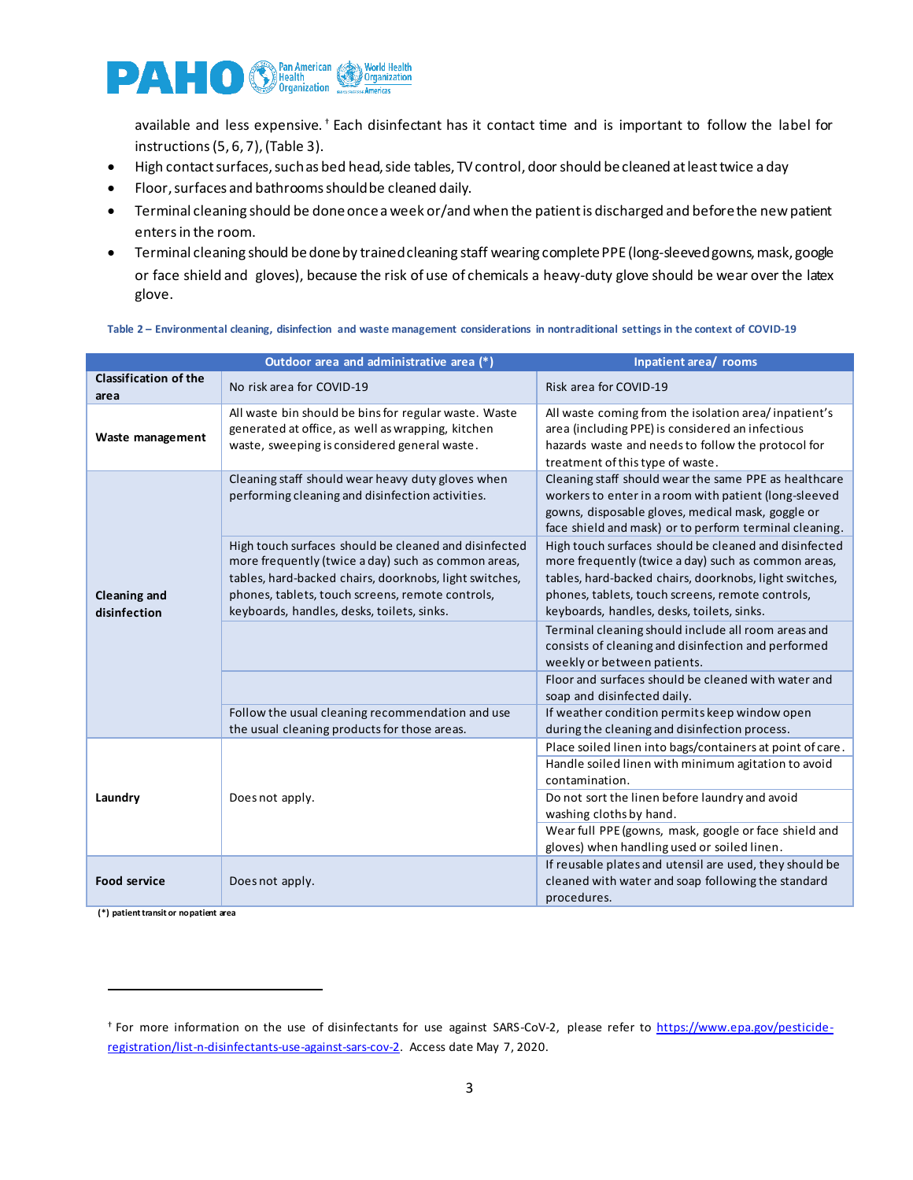available and less expensive.[†] Each disinfectant has it contact time and is important to follow the label for instructions (5, 6, 7), (Table 3).

- High contact surfaces, such as bed head, side tables, TV control, door should be cleaned at least twice a day
- Floor, surfaces and bathrooms should be cleaned daily.
- Terminal cleaning should be done once a week or/and when the patient is discharged and before the new patient enters in the room.
- Terminal cleaning should be done by trained cleaning staff wearing complete PPE (long-sleeved gowns, mask, google or face shield and gloves), because the risk of use of chemicals a heavy-duty glove should be wear over the latex glove.

**Table 2 – Environmental cleaning, disinfection and waste management considerations in nontraditional settings in the context of COVID-19**

| | Outdoor area and administrative area (*) | Inpatient area/ rooms |
|---|---|---|
| **Classification of the area** | No risk area for COVID-19 | Risk area for COVID-19 |
| **Waste management** | All waste bin should be bins for regular waste. Waste generated at office, as well as wrapping, kitchen waste, sweeping is considered general waste. | All waste coming from the isolation area/ inpatient's area (including PPE) is considered an infectious hazards waste and needs to follow the protocol for treatment of this type of waste. |
| **Cleaning and disinfection** | Cleaning staff should wear heavy duty gloves when performing cleaning and disinfection activities. | Cleaning staff should wear the same PPE as healthcare workers to enter in a room with patient (long-sleeved gowns, disposable gloves, medical mask, goggle or face shield and mask) or to perform terminal cleaning. |
| | High touch surfaces should be cleaned and disinfected more frequently (twice a day) such as common areas, tables, hard-backed chairs, doorknobs, light switches, phones, tablets, touch screens, remote controls, keyboards, handles, desks, toilets, sinks. | High touch surfaces should be cleaned and disinfected more frequently (twice a day) such as common areas, tables, hard-backed chairs, doorknobs, light switches, phones, tablets, touch screens, remote controls, keyboards, handles, desks, toilets, sinks. |
| | | Terminal cleaning should include all room areas and consists of cleaning and disinfection and performed weekly or between patients. |
| | | Floor and surfaces should be cleaned with water and soap and disinfected daily. |
| | Follow the usual cleaning recommendation and use the usual cleaning products for those areas. | If weather condition permits keep window open during the cleaning and disinfection process. |
| **Laundry** | Does not apply. | Place soiled linen into bags/containers at point of care. |
| | | Handle soiled linen with minimum agitation to avoid contamination. |
| | | Do not sort the linen before laundry and avoid washing cloths by hand. |
| | | Wear full PPE (gowns, mask, google or face shield and gloves) when handling used or soiled linen. |
| **Food service** | Does not apply. | If reusable plates and utensil are used, they should be cleaned with water and soap following the standard procedures. |

**(*) patient transit or no patient area**

[†] For more information on the use of disinfectants for use against SARS-CoV-2, please refer to https://www.epa.gov/pesticide-registration/list-n-disinfectants-use-against-sars-cov-2. Access date May 7, 2020.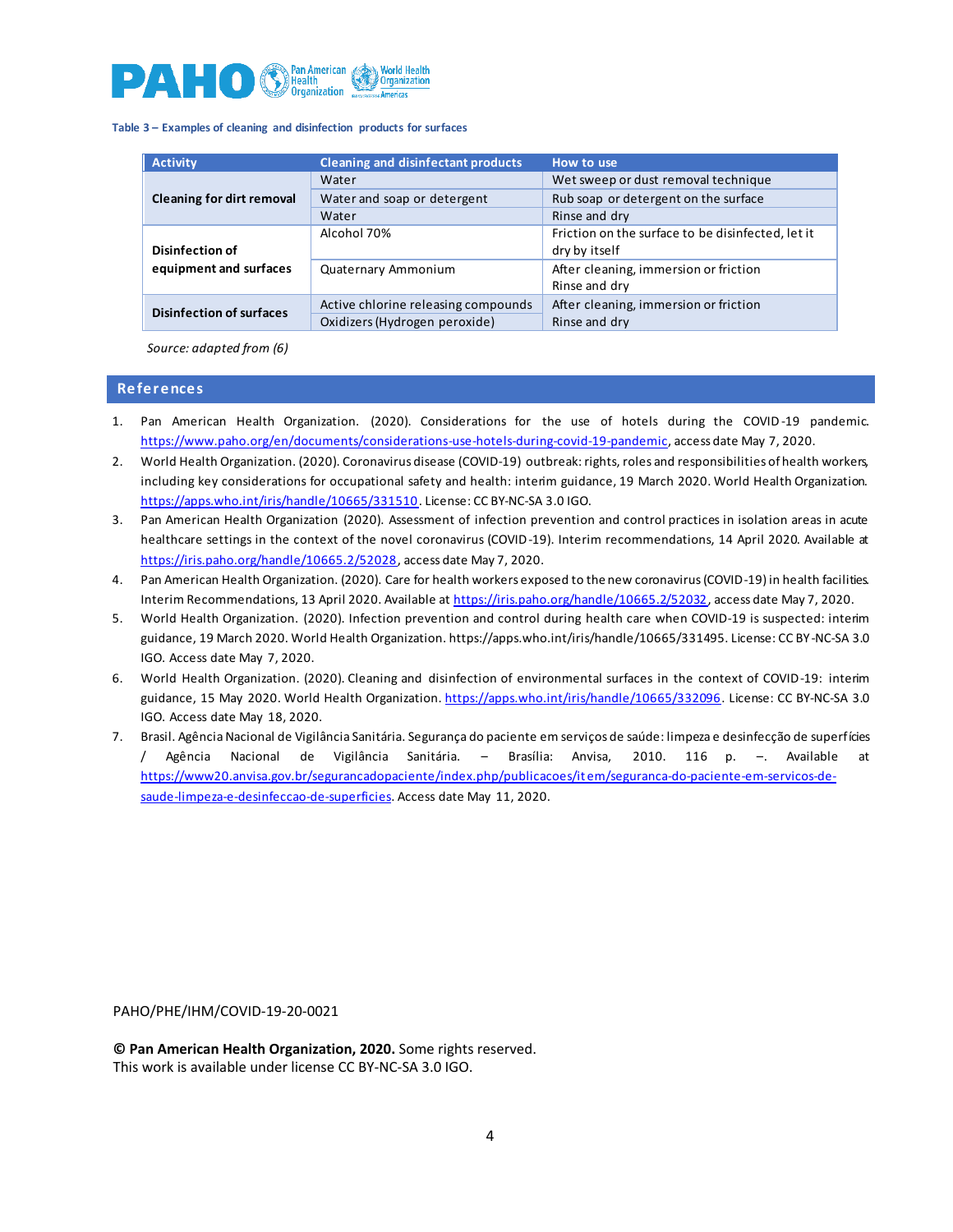**Table 3 – Examples of cleaning and disinfection products for surfaces**

| Activity | Cleaning and disinfectant products | How to use |
|---|---|---|
| Cleaning for dirt removal | Water | Wet sweep or dust removal technique |
| | Water and soap or detergent | Rub soap or detergent on the surface |
| | Water | Rinse and dry |
| Disinfection of equipment and surfaces | Alcohol 70% | Friction on the surface to be disinfected, let it dry by itself |
| | Quaternary Ammonium | After cleaning, immersion or friction Rinse and dry |
| Disinfection of surfaces | Active chlorine releasing compounds | After cleaning, immersion or friction |
| | Oxidizers (Hydrogen peroxide) | Rinse and dry |

*Source: adapted from (6)*

## References

1. Pan American Health Organization. (2020). Considerations for the use of hotels during the COVID-19 pandemic. https://www.paho.org/en/documents/considerations-use-hotels-during-covid-19-pandemic, access date May 7, 2020.
2. World Health Organization. (2020). Coronavirus disease (COVID-19) outbreak: rights, roles and responsibilities of health workers, including key considerations for occupational safety and health: interim guidance, 19 March 2020. World Health Organization. https://apps.who.int/iris/handle/10665/331510. License: CC BY-NC-SA 3.0 IGO.
3. Pan American Health Organization (2020). Assessment of infection prevention and control practices in isolation areas in acute healthcare settings in the context of the novel coronavirus (COVID-19). Interim recommendations, 14 April 2020. Available at https://iris.paho.org/handle/10665.2/52028, access date May 7, 2020.
4. Pan American Health Organization. (2020). Care for health workers exposed to the new coronavirus (COVID-19) in health facilities. Interim Recommendations, 13 April 2020. Available at https://iris.paho.org/handle/10665.2/52032, access date May 7, 2020.
5. World Health Organization. (2020). Infection prevention and control during health care when COVID-19 is suspected: interim guidance, 19 March 2020. World Health Organization. https://apps.who.int/iris/handle/10665/331495. License: CC BY-NC-SA 3.0 IGO. Access date May 7, 2020.
6. World Health Organization. (2020). Cleaning and disinfection of environmental surfaces in the context of COVID-19: interim guidance, 15 May 2020. World Health Organization. https://apps.who.int/iris/handle/10665/332096. License: CC BY-NC-SA 3.0 IGO. Access date May 18, 2020.
7. Brasil. Agência Nacional de Vigilância Sanitária. Segurança do paciente em serviços de saúde: limpeza e desinfecção de superfícies / Agência Nacional de Vigilância Sanitária. – Brasília: Anvisa, 2010. 116 p. –. Available at https://www20.anvisa.gov.br/segurancadopaciente/index.php/publicacoes/item/seguranca-do-paciente-em-servicos-de-saude-limpeza-e-desinfeccao-de-superficies. Access date May 11, 2020.

PAHO/PHE/IHM/COVID-19-20-0021

**© Pan American Health Organization, 2020.** Some rights reserved.
This work is available under license CC BY-NC-SA 3.0 IGO.